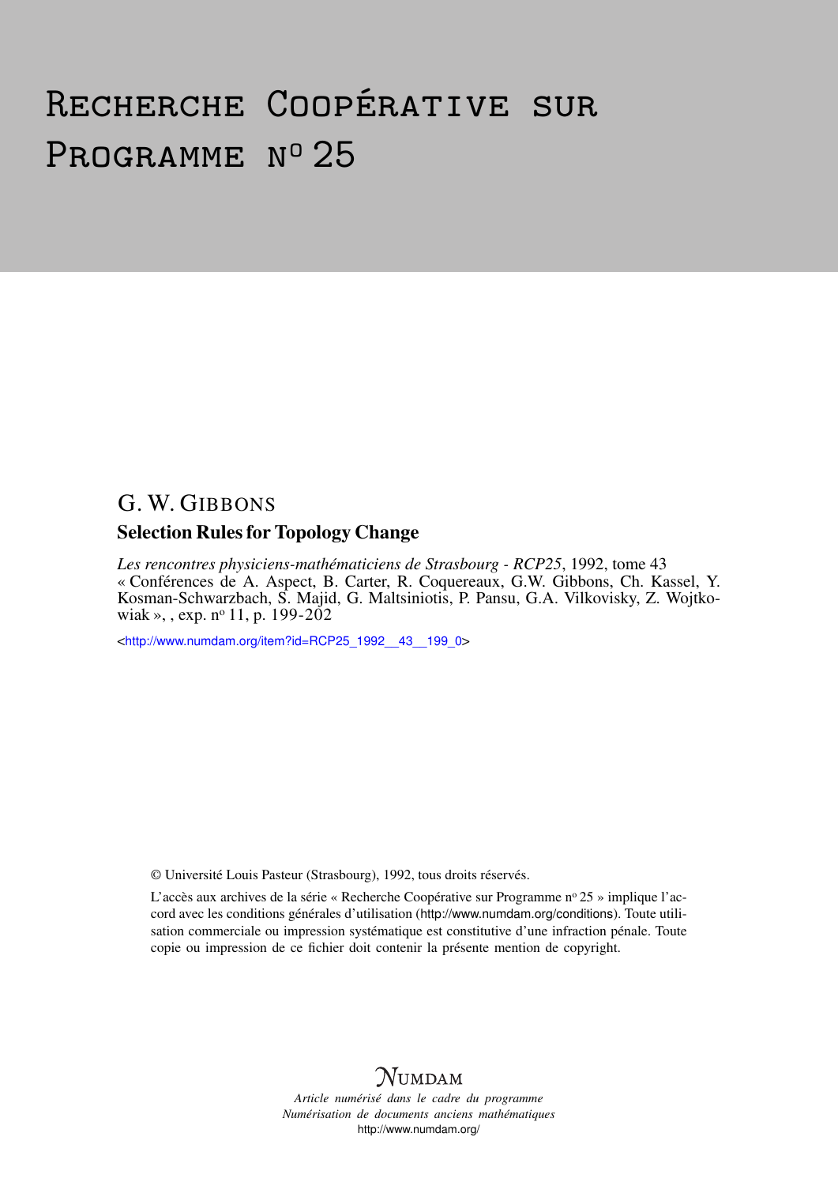# Recherche Coopérative sur Programme n° 25

## G. W. Gibbons

### Selection Rules for Topology Change

*Les rencontres physiciens-mathématiciens de Strasbourg - RCP25*, 1992, tome 43 « Conférences de A. Aspect, B. Carter, R. Coquereaux, G.W. Gibbons, Ch. Kassel, Y. Kosman-Schwarzbach, S. Majid, G. Maltsiniotis, P. Pansu, G.A. Vilkovisky, Z. Wojtkowiak », , exp. n° 11, p. 199-202

<http://www.numdam.org/item?id=RCP25_1992__43__199_0>

© Université Louis Pasteur (Strasbourg), 1992, tous droits réservés.

L'accès aux archives de la série « Recherche Coopérative sur Programme n° 25 » implique l'accord avec les conditions générales d'utilisation (http://www.numdam.org/conditions). Toute utilisation commerciale ou impression systématique est constitutive d'une infraction pénale. Toute copie ou impression de ce fichier doit contenir la présente mention de copyright.

NUMDAM

*Article numérisé dans le cadre du programme Numérisation de documents anciens mathématiques*
http://www.numdam.org/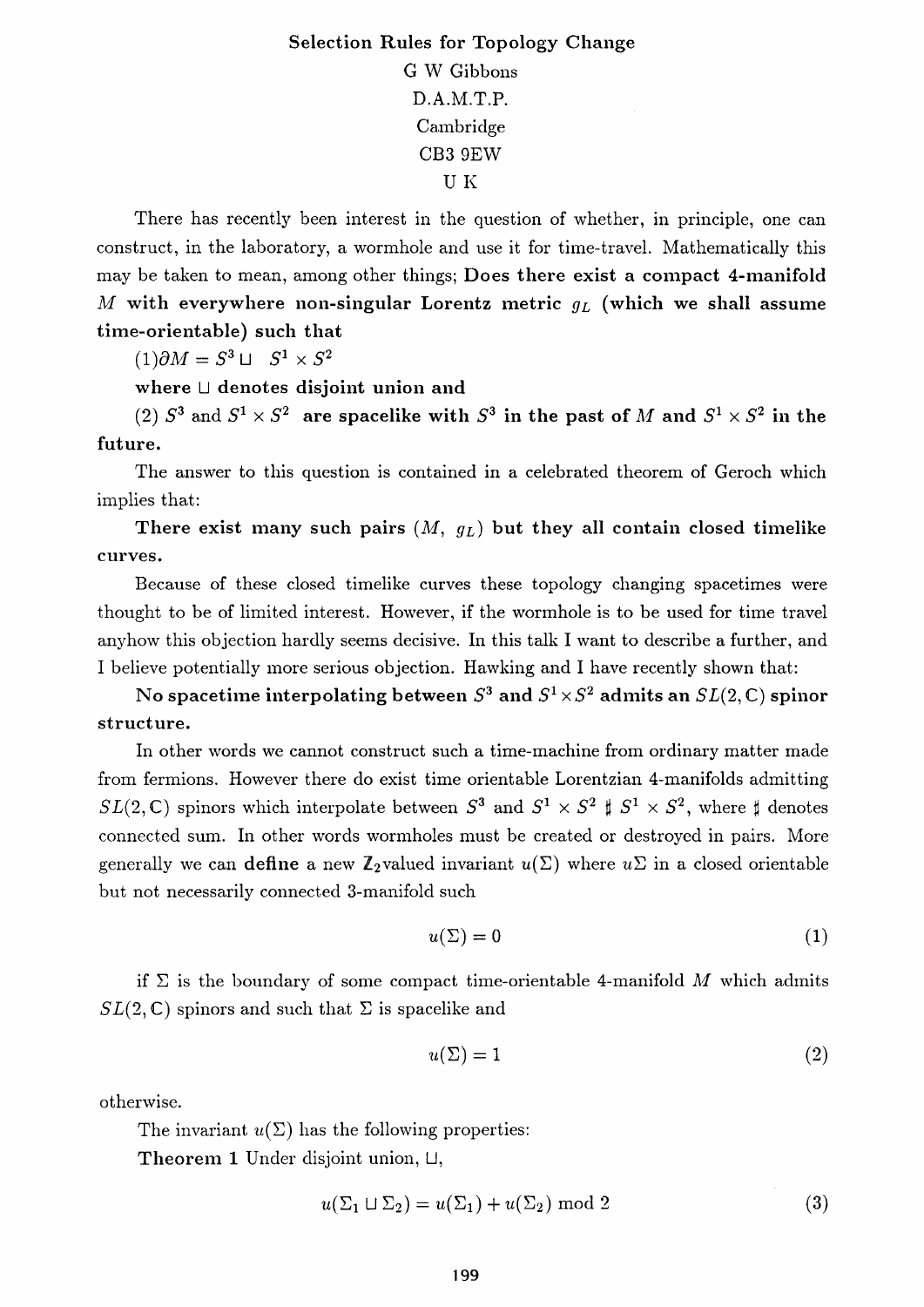**Selection Rules for Topology Change**

G W Gibbons

D.A.M.T.P.

Cambridge

CB3 9EW

U K

There has recently been interest in the question of whether, in principle, one can construct, in the laboratory, a wormhole and use it for time-travel. Mathematically this may be taken to mean, among other things; **Does there exist a compact 4-manifold $M$ with everywhere non-singular Lorentz metric $g_L$ (which we shall assume time-orientable) such that**

**(1)$\partial M = S^3 \sqcup \; S^1 \times S^2$**

**where $\sqcup$ denotes disjoint union and**

**(2) $S^3$ and $S^1 \times S^2$ are spacelike with $S^3$ in the past of $M$ and $S^1 \times S^2$ in the future.**

The answer to this question is contained in a celebrated theorem of Geroch which implies that:

**There exist many such pairs $(M, \; g_L)$ but they all contain closed timelike curves.**

Because of these closed timelike curves these topology changing spacetimes were thought to be of limited interest. However, if the wormhole is to be used for time travel anyhow this objection hardly seems decisive. In this talk I want to describe a further, and I believe potentially more serious objection. Hawking and I have recently shown that:

**No spacetime interpolating between $S^3$ and $S^1 \times S^2$ admits an $SL(2, \mathbb{C})$ spinor structure.**

In other words we cannot construct such a time-machine from ordinary matter made from fermions. However there do exist time orientable Lorentzian 4-manifolds admitting $SL(2, \mathbb{C})$ spinors which interpolate between $S^3$ and $S^1 \times S^2 \; \sharp \; S^1 \times S^2$, where $\sharp$ denotes connected sum. In other words wormholes must be created or destroyed in pairs. More generally we can **define** a new $\mathbb{Z}_2$valued invariant $u(\Sigma)$ where $u\Sigma$ in a closed orientable but not necessarily connected 3-manifold such

$$u(\Sigma) = 0 \tag{1}$$

if $\Sigma$ is the boundary of some compact time-orientable 4-manifold $M$ which admits $SL(2, \mathbb{C})$ spinors and such that $\Sigma$ is spacelike and

$$u(\Sigma) = 1 \tag{2}$$

otherwise.

The invariant $u(\Sigma)$ has the following properties:

**Theorem 1** Under disjoint union, $\sqcup$,

$$u(\Sigma_1 \sqcup \Sigma_2) = u(\Sigma_1) + u(\Sigma_2) \bmod 2 \tag{3}$$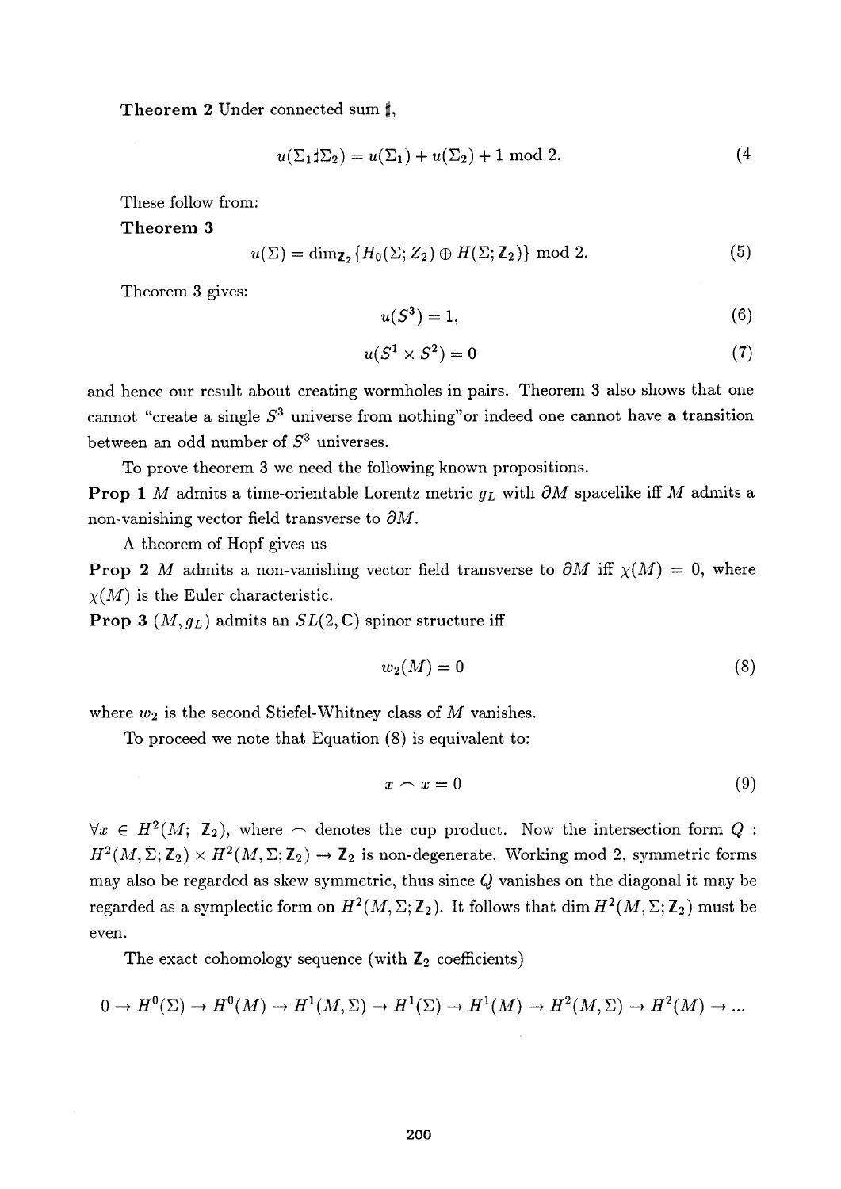**Theorem 2** Under connected sum $\sharp$,

$$u(\Sigma_1 \sharp \Sigma_2) = u(\Sigma_1) + u(\Sigma_2) + 1 \bmod 2. \tag{4}$$

These follow from:

**Theorem 3**

$$u(\Sigma) = \dim_{\mathbf{Z}_2} \{H_0(\Sigma; Z_2) \oplus H(\Sigma; \mathbf{Z}_2)\} \bmod 2. \tag{5}$$

Theorem 3 gives:

$$u(S^3) = 1, \tag{6}$$

$$u(S^1 \times S^2) = 0 \tag{7}$$

and hence our result about creating wormholes in pairs. Theorem 3 also shows that one cannot "create a single $S^3$ universe from nothing" or indeed one cannot have a transition between an odd number of $S^3$ universes.

To prove theorem 3 we need the following known propositions.

**Prop 1** $M$ admits a time-orientable Lorentz metric $g_L$ with $\partial M$ spacelike iff $M$ admits a non-vanishing vector field transverse to $\partial M$.

A theorem of Hopf gives us

**Prop 2** $M$ admits a non-vanishing vector field transverse to $\partial M$ iff $\chi(M) = 0$, where $\chi(M)$ is the Euler characteristic.

**Prop 3** $(M, g_L)$ admits an $SL(2, \mathbf{C})$ spinor structure iff

$$w_2(M) = 0 \tag{8}$$

where $w_2$ is the second Stiefel-Whitney class of $M$ vanishes.

To proceed we note that Equation (8) is equivalent to:

$$x \smile x = 0 \tag{9}$$

$\forall x \in H^2(M;\ \mathbf{Z}_2)$, where $\smile$ denotes the cup product. Now the intersection form $Q$ : $H^2(M, \Sigma; \mathbf{Z}_2) \times H^2(M, \Sigma; \mathbf{Z}_2) \to \mathbf{Z}_2$ is non-degenerate. Working mod 2, symmetric forms may also be regarded as skew symmetric, thus since $Q$ vanishes on the diagonal it may be regarded as a symplectic form on $H^2(M, \Sigma; \mathbf{Z}_2)$. It follows that $\dim H^2(M, \Sigma; \mathbf{Z}_2)$ must be even.

The exact cohomology sequence (with $\mathbf{Z}_2$ coefficients)

$$0 \to H^0(\Sigma) \to H^0(M) \to H^1(M, \Sigma) \to H^1(\Sigma) \to H^1(M) \to H^2(M, \Sigma) \to H^2(M) \to \ldots$$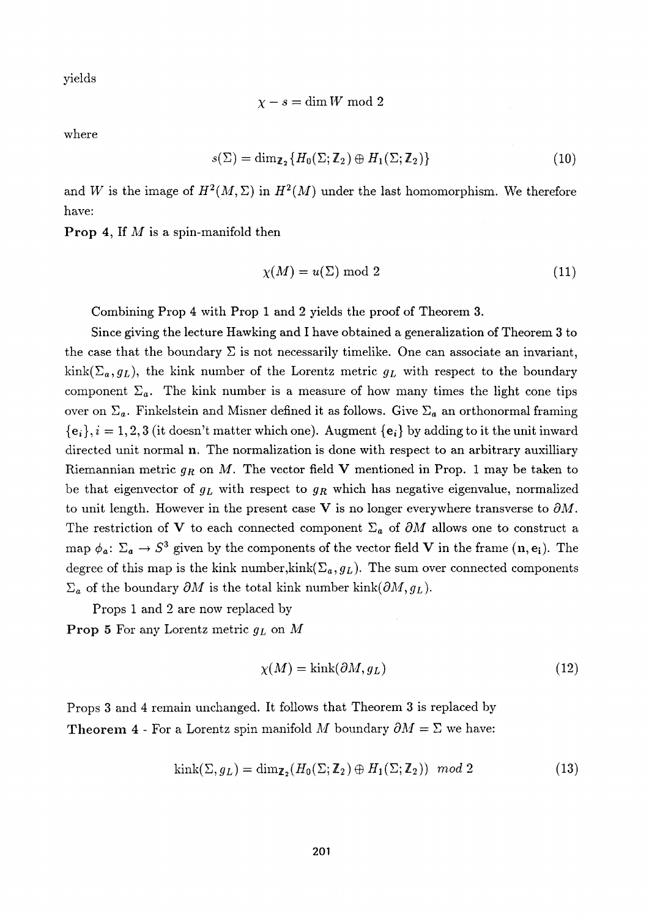yields

$$\chi - s = \dim W \bmod 2$$

where

$$s(\Sigma) = \dim_{\mathbb{Z}_2}\{H_0(\Sigma; \mathbb{Z}_2) \oplus H_1(\Sigma; \mathbb{Z}_2)\} \tag{10}$$

and $W$ is the image of $H^2(M, \Sigma)$ in $H^2(M)$ under the last homomorphism. We therefore have:

**Prop 4**, If $M$ is a spin-manifold then

$$\chi(M) = u(\Sigma) \bmod 2 \tag{11}$$

Combining Prop 4 with Prop 1 and 2 yields the proof of Theorem 3.

Since giving the lecture Hawking and I have obtained a generalization of Theorem 3 to the case that the boundary $\Sigma$ is not necessarily timelike. One can associate an invariant, $\text{kink}(\Sigma_a, g_L)$, the kink number of the Lorentz metric $g_L$ with respect to the boundary component $\Sigma_a$. The kink number is a measure of how many times the light cone tips over on $\Sigma_a$. Finkelstein and Misner defined it as follows. Give $\Sigma_a$ an orthonormal framing $\{\mathbf{e}_i\}, i = 1, 2, 3$ (it doesn't matter which one). Augment $\{\mathbf{e}_i\}$ by adding to it the unit inward directed unit normal $\mathbf{n}$. The normalization is done with respect to an arbitrary auxilliary Riemannian metric $g_R$ on $M$. The vector field $\mathbf{V}$ mentioned in Prop. 1 may be taken to be that eigenvector of $g_L$ with respect to $g_R$ which has negative eigenvalue, normalized to unit length. However in the present case $\mathbf{V}$ is no longer everywhere transverse to $\partial M$. The restriction of $\mathbf{V}$ to each connected component $\Sigma_a$ of $\partial M$ allows one to construct a map $\phi_a \colon \Sigma_a \to S^3$ given by the components of the vector field $\mathbf{V}$ in the frame $(\mathbf{n}, \mathbf{e}_i)$. The degree of this map is the kink number,$\text{kink}(\Sigma_a, g_L)$. The sum over connected components $\Sigma_a$ of the boundary $\partial M$ is the total kink number $\text{kink}(\partial M, g_L)$.

Props 1 and 2 are now replaced by

**Prop 5** For any Lorentz metric $g_L$ on $M$

$$\chi(M) = \text{kink}(\partial M, g_L) \tag{12}$$

Props 3 and 4 remain unchanged. It follows that Theorem 3 is replaced by

**Theorem 4** - For a Lorentz spin manifold $M$ boundary $\partial M = \Sigma$ we have:

$$\text{kink}(\Sigma, g_L) = \dim_{\mathbb{Z}_2}(H_0(\Sigma; \mathbb{Z}_2) \oplus H_1(\Sigma; \mathbb{Z}_2)) \ \ mod\ 2 \tag{13}$$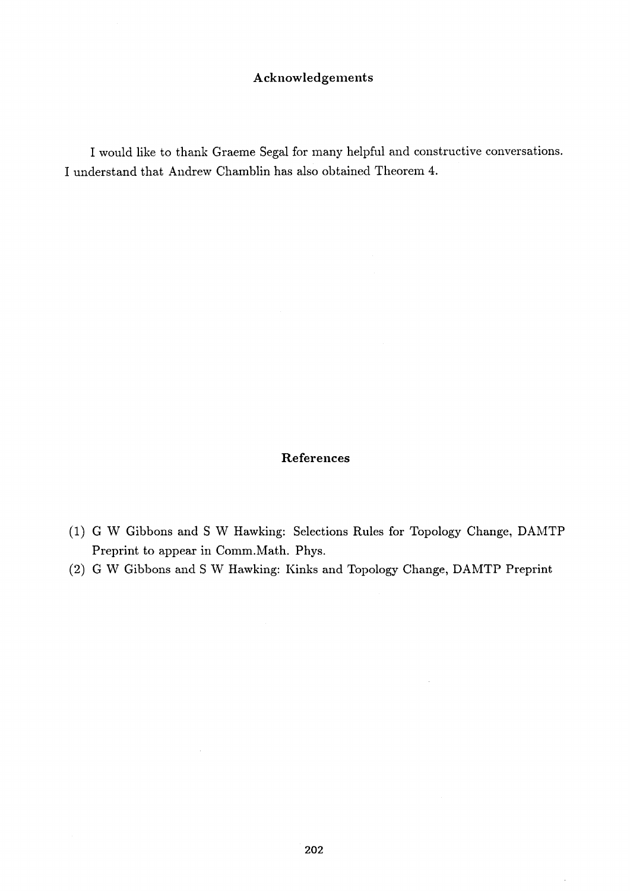## Acknowledgements

I would like to thank Graeme Segal for many helpful and constructive conversations. I understand that Andrew Chamblin has also obtained Theorem 4.

## References

(1) G W Gibbons and S W Hawking: Selections Rules for Topology Change, DAMTP Preprint to appear in Comm.Math. Phys.

(2) G W Gibbons and S W Hawking: Kinks and Topology Change, DAMTP Preprint